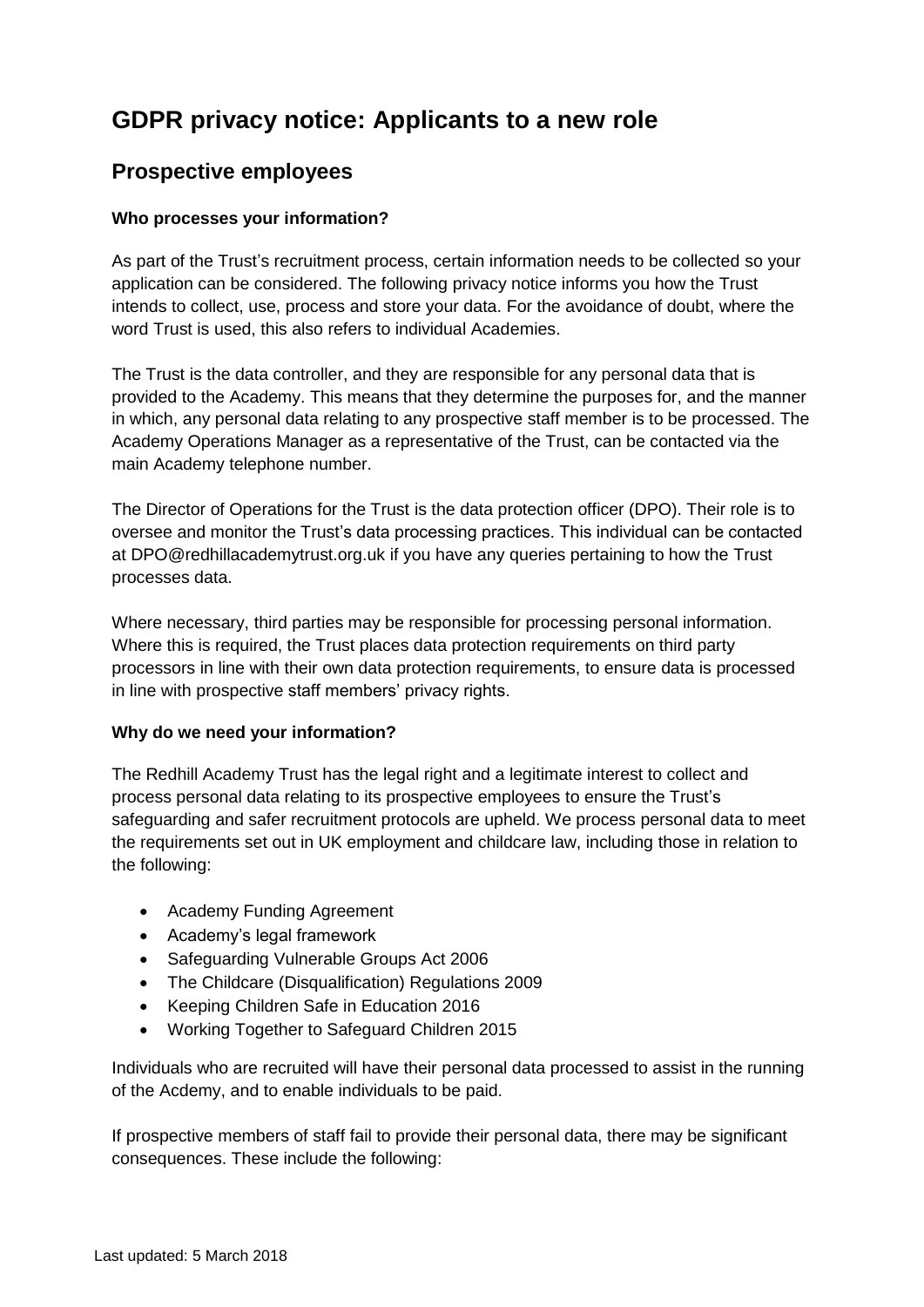# GDPR privacy notice: Applicants to a new role

## Prospective employees

**Who processes your information?**

As part of the Trust's recruitment process, certain information needs to be collected so your application can be considered. The following privacy notice informs you how the Trust intends to collect, use, process and store your data. For the avoidance of doubt, where the word Trust is used, this also refers to individual Academies.

The Trust is the data controller, and they are responsible for any personal data that is provided to the Academy. This means that they determine the purposes for, and the manner in which, any personal data relating to any prospective staff member is to be processed. The Academy Operations Manager as a representative of the Trust, can be contacted via the main Academy telephone number.

The Director of Operations for the Trust is the data protection officer (DPO). Their role is to oversee and monitor the Trust's data processing practices. This individual can be contacted at DPO@redhillacademytrust.org.uk if you have any queries pertaining to how the Trust processes data.

Where necessary, third parties may be responsible for processing personal information. Where this is required, the Trust places data protection requirements on third party processors in line with their own data protection requirements, to ensure data is processed in line with prospective staff members' privacy rights.

**Why do we need your information?**

The Redhill Academy Trust has the legal right and a legitimate interest to collect and process personal data relating to its prospective employees to ensure the Trust's safeguarding and safer recruitment protocols are upheld. We process personal data to meet the requirements set out in UK employment and childcare law, including those in relation to the following:

- Academy Funding Agreement
- Academy's legal framework
- Safeguarding Vulnerable Groups Act 2006
- The Childcare (Disqualification) Regulations 2009
- Keeping Children Safe in Education 2016
- Working Together to Safeguard Children 2015

Individuals who are recruited will have their personal data processed to assist in the running of the Acdemy, and to enable individuals to be paid.

If prospective members of staff fail to provide their personal data, there may be significant consequences. These include the following: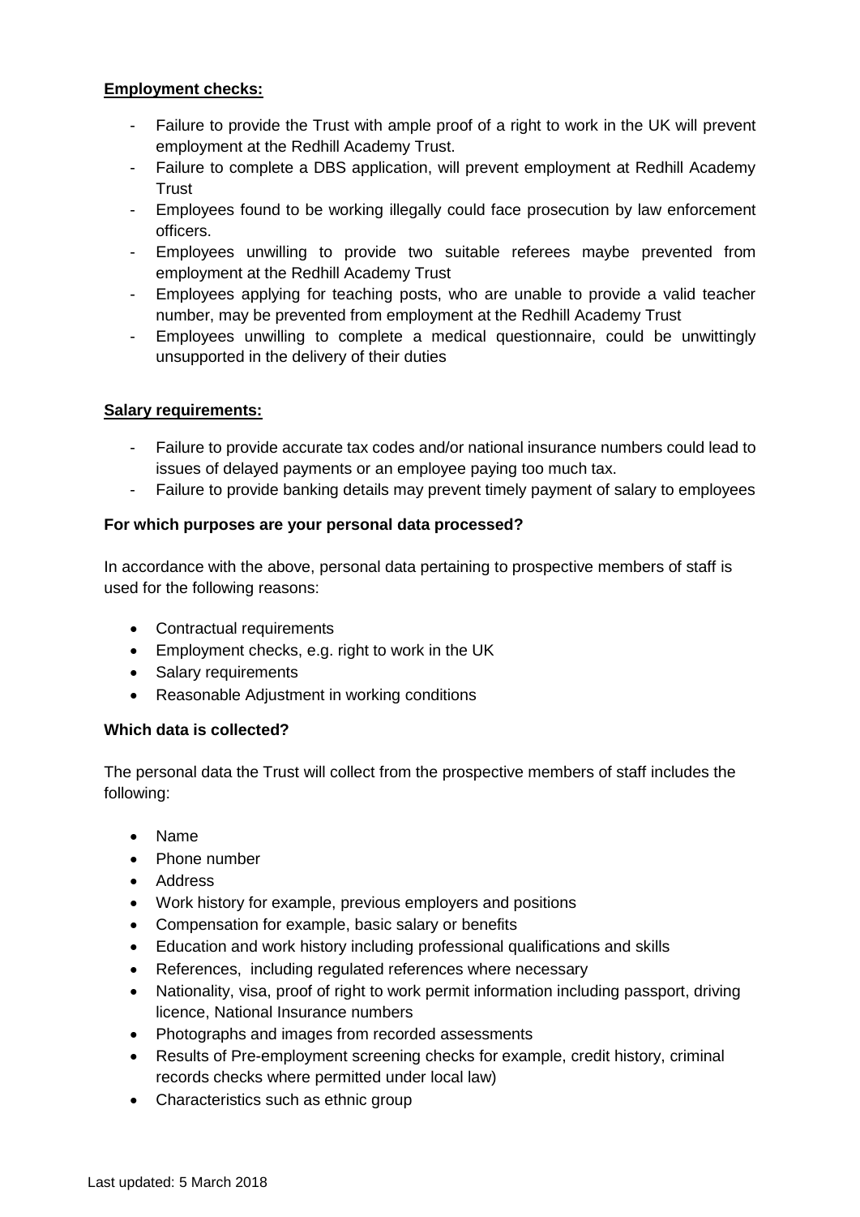**Employment checks:**

- Failure to provide the Trust with ample proof of a right to work in the UK will prevent employment at the Redhill Academy Trust.
- Failure to complete a DBS application, will prevent employment at Redhill Academy Trust
- Employees found to be working illegally could face prosecution by law enforcement officers.
- Employees unwilling to provide two suitable referees maybe prevented from employment at the Redhill Academy Trust
- Employees applying for teaching posts, who are unable to provide a valid teacher number, may be prevented from employment at the Redhill Academy Trust
- Employees unwilling to complete a medical questionnaire, could be unwittingly unsupported in the delivery of their duties

**Salary requirements:**

- Failure to provide accurate tax codes and/or national insurance numbers could lead to issues of delayed payments or an employee paying too much tax.
- Failure to provide banking details may prevent timely payment of salary to employees

**For which purposes are your personal data processed?**

In accordance with the above, personal data pertaining to prospective members of staff is used for the following reasons:

- Contractual requirements
- Employment checks, e.g. right to work in the UK
- Salary requirements
- Reasonable Adjustment in working conditions

**Which data is collected?**

The personal data the Trust will collect from the prospective members of staff includes the following:

- Name
- Phone number
- Address
- Work history for example, previous employers and positions
- Compensation for example, basic salary or benefits
- Education and work history including professional qualifications and skills
- References, including regulated references where necessary
- Nationality, visa, proof of right to work permit information including passport, driving licence, National Insurance numbers
- Photographs and images from recorded assessments
- Results of Pre-employment screening checks for example, credit history, criminal records checks where permitted under local law)
- Characteristics such as ethnic group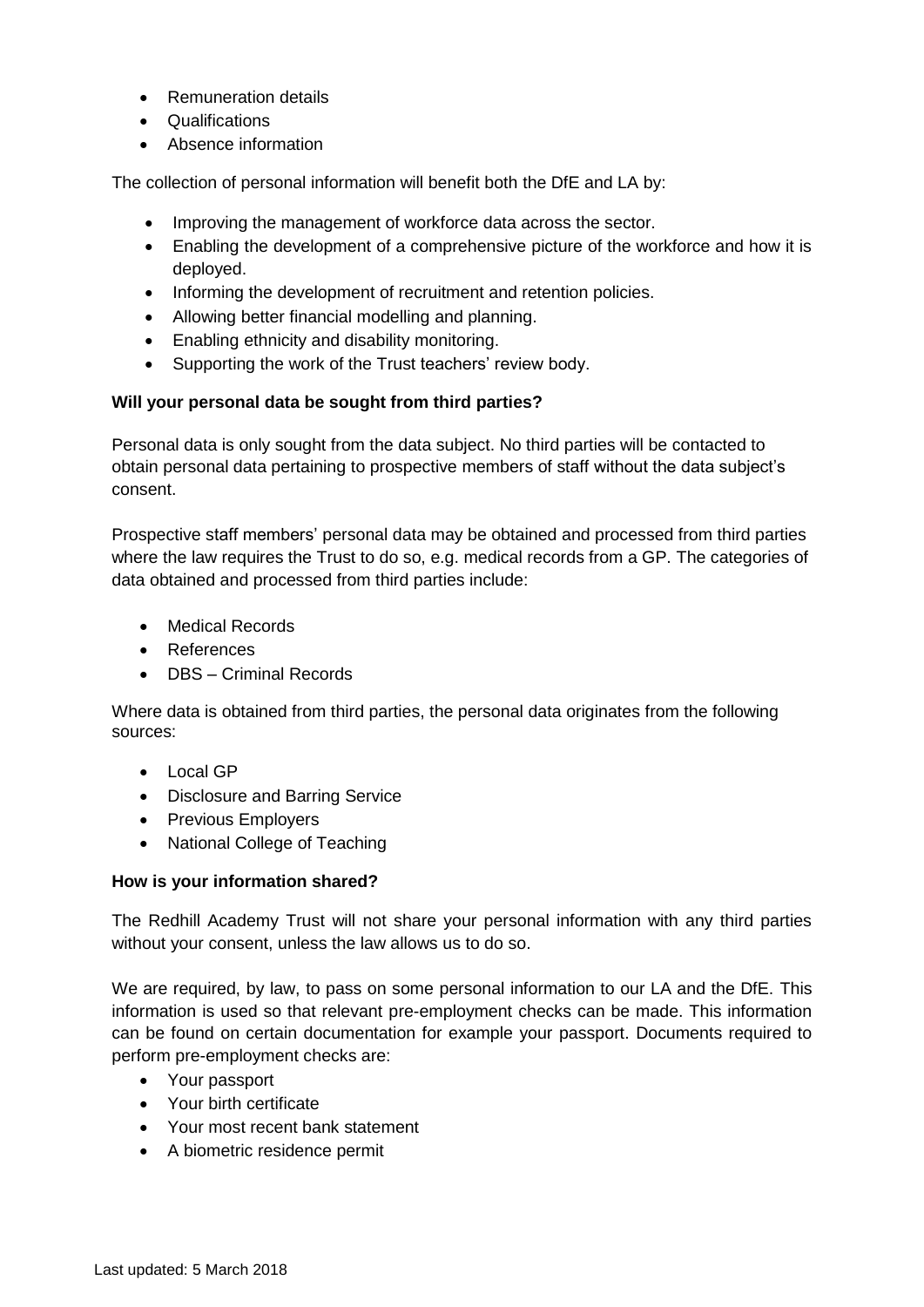- Remuneration details
- Qualifications
- Absence information

The collection of personal information will benefit both the DfE and LA by:

- Improving the management of workforce data across the sector.
- Enabling the development of a comprehensive picture of the workforce and how it is deployed.
- Informing the development of recruitment and retention policies.
- Allowing better financial modelling and planning.
- Enabling ethnicity and disability monitoring.
- Supporting the work of the Trust teachers' review body.

**Will your personal data be sought from third parties?**

Personal data is only sought from the data subject. No third parties will be contacted to obtain personal data pertaining to prospective members of staff without the data subject's consent.

Prospective staff members' personal data may be obtained and processed from third parties where the law requires the Trust to do so, e.g. medical records from a GP. The categories of data obtained and processed from third parties include:

- Medical Records
- References
- DBS – Criminal Records

Where data is obtained from third parties, the personal data originates from the following sources:

- Local GP
- Disclosure and Barring Service
- Previous Employers
- National College of Teaching

**How is your information shared?**

The Redhill Academy Trust will not share your personal information with any third parties without your consent, unless the law allows us to do so.

We are required, by law, to pass on some personal information to our LA and the DfE. This information is used so that relevant pre-employment checks can be made. This information can be found on certain documentation for example your passport. Documents required to perform pre-employment checks are:

- Your passport
- Your birth certificate
- Your most recent bank statement
- A biometric residence permit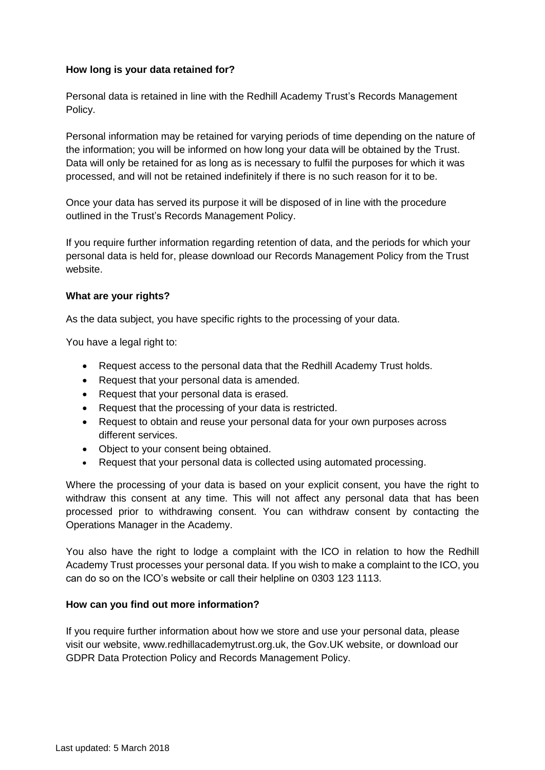**How long is your data retained for?**

Personal data is retained in line with the Redhill Academy Trust's Records Management Policy.

Personal information may be retained for varying periods of time depending on the nature of the information; you will be informed on how long your data will be obtained by the Trust. Data will only be retained for as long as is necessary to fulfil the purposes for which it was processed, and will not be retained indefinitely if there is no such reason for it to be.

Once your data has served its purpose it will be disposed of in line with the procedure outlined in the Trust's Records Management Policy.

If you require further information regarding retention of data, and the periods for which your personal data is held for, please download our Records Management Policy from the Trust website.

**What are your rights?**

As the data subject, you have specific rights to the processing of your data.

You have a legal right to:

- Request access to the personal data that the Redhill Academy Trust holds.
- Request that your personal data is amended.
- Request that your personal data is erased.
- Request that the processing of your data is restricted.
- Request to obtain and reuse your personal data for your own purposes across different services.
- Object to your consent being obtained.
- Request that your personal data is collected using automated processing.

Where the processing of your data is based on your explicit consent, you have the right to withdraw this consent at any time. This will not affect any personal data that has been processed prior to withdrawing consent. You can withdraw consent by contacting the Operations Manager in the Academy.

You also have the right to lodge a complaint with the ICO in relation to how the Redhill Academy Trust processes your personal data. If you wish to make a complaint to the ICO, you can do so on the ICO's website or call their helpline on 0303 123 1113.

**How can you find out more information?**

If you require further information about how we store and use your personal data, please visit our website, www.redhillacademytrust.org.uk, the Gov.UK website, or download our GDPR Data Protection Policy and Records Management Policy.

Last updated: 5 March 2018